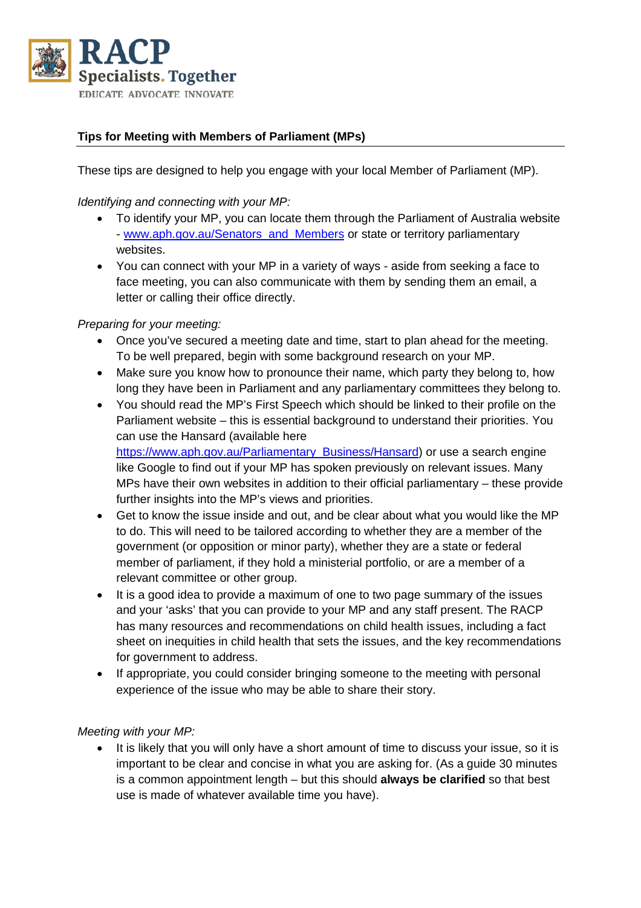RACP
Specialists. Together
EDUCATE ADVOCATE INNOVATE

**Tips for Meeting with Members of Parliament (MPs)**

These tips are designed to help you engage with your local Member of Parliament (MP).

*Identifying and connecting with your MP:*

- To identify your MP, you can locate them through the Parliament of Australia website - www.aph.gov.au/Senators_and_Members or state or territory parliamentary websites.
- You can connect with your MP in a variety of ways - aside from seeking a face to face meeting, you can also communicate with them by sending them an email, a letter or calling their office directly.

*Preparing for your meeting:*

- Once you've secured a meeting date and time, start to plan ahead for the meeting. To be well prepared, begin with some background research on your MP.
- Make sure you know how to pronounce their name, which party they belong to, how long they have been in Parliament and any parliamentary committees they belong to.
- You should read the MP's First Speech which should be linked to their profile on the Parliament website – this is essential background to understand their priorities. You can use the Hansard (available here https://www.aph.gov.au/Parliamentary_Business/Hansard) or use a search engine like Google to find out if your MP has spoken previously on relevant issues. Many MPs have their own websites in addition to their official parliamentary – these provide further insights into the MP's views and priorities.
- Get to know the issue inside and out, and be clear about what you would like the MP to do. This will need to be tailored according to whether they are a member of the government (or opposition or minor party), whether they are a state or federal member of parliament, if they hold a ministerial portfolio, or are a member of a relevant committee or other group.
- It is a good idea to provide a maximum of one to two page summary of the issues and your 'asks' that you can provide to your MP and any staff present. The RACP has many resources and recommendations on child health issues, including a fact sheet on inequities in child health that sets the issues, and the key recommendations for government to address.
- If appropriate, you could consider bringing someone to the meeting with personal experience of the issue who may be able to share their story.

*Meeting with your MP:*

- It is likely that you will only have a short amount of time to discuss your issue, so it is important to be clear and concise in what you are asking for. (As a guide 30 minutes is a common appointment length – but this should **always be clarified** so that best use is made of whatever available time you have).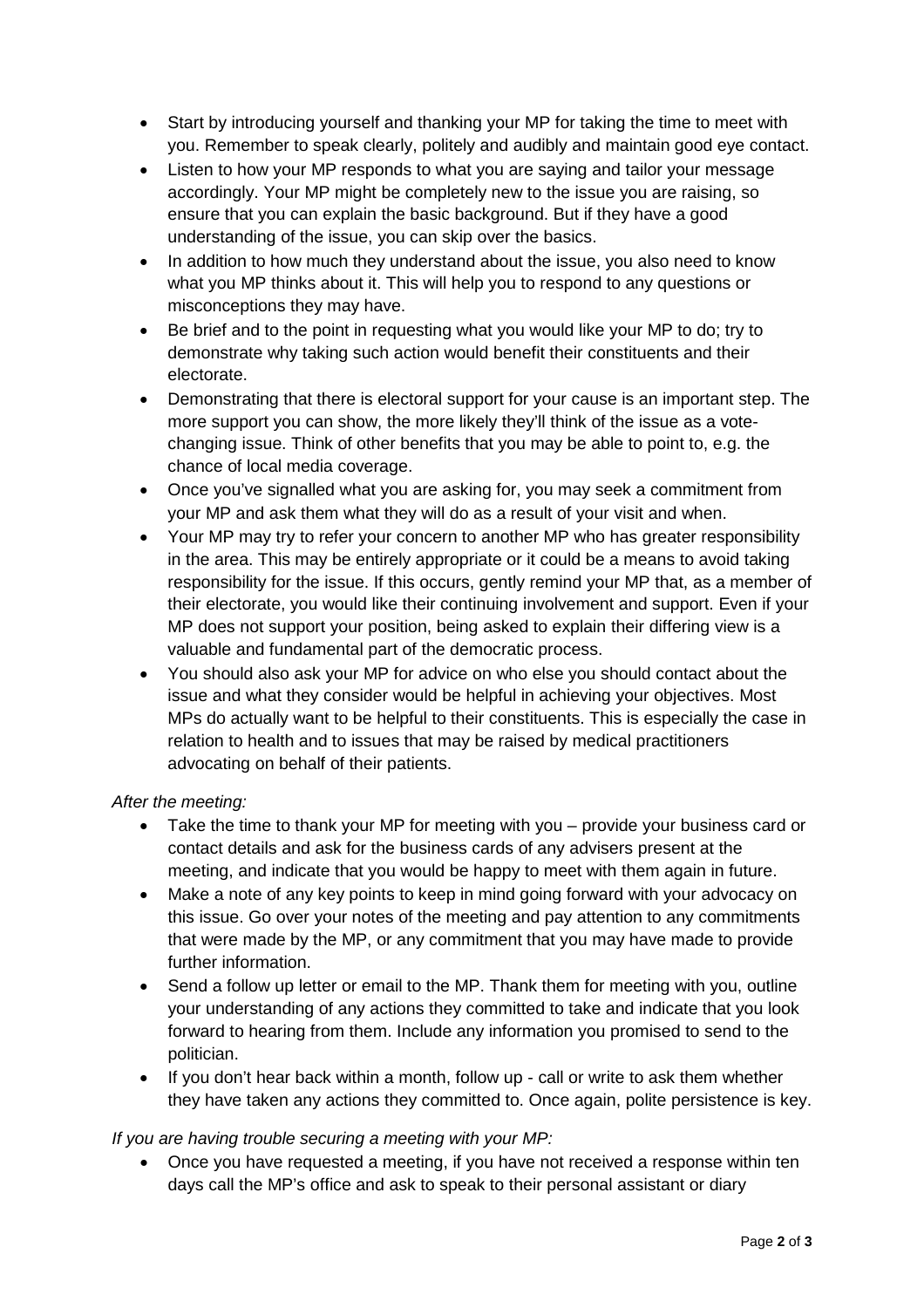- Start by introducing yourself and thanking your MP for taking the time to meet with you. Remember to speak clearly, politely and audibly and maintain good eye contact.
- Listen to how your MP responds to what you are saying and tailor your message accordingly. Your MP might be completely new to the issue you are raising, so ensure that you can explain the basic background. But if they have a good understanding of the issue, you can skip over the basics.
- In addition to how much they understand about the issue, you also need to know what you MP thinks about it. This will help you to respond to any questions or misconceptions they may have.
- Be brief and to the point in requesting what you would like your MP to do; try to demonstrate why taking such action would benefit their constituents and their electorate.
- Demonstrating that there is electoral support for your cause is an important step. The more support you can show, the more likely they'll think of the issue as a vote-changing issue. Think of other benefits that you may be able to point to, e.g. the chance of local media coverage.
- Once you've signalled what you are asking for, you may seek a commitment from your MP and ask them what they will do as a result of your visit and when.
- Your MP may try to refer your concern to another MP who has greater responsibility in the area. This may be entirely appropriate or it could be a means to avoid taking responsibility for the issue. If this occurs, gently remind your MP that, as a member of their electorate, you would like their continuing involvement and support. Even if your MP does not support your position, being asked to explain their differing view is a valuable and fundamental part of the democratic process.
- You should also ask your MP for advice on who else you should contact about the issue and what they consider would be helpful in achieving your objectives. Most MPs do actually want to be helpful to their constituents. This is especially the case in relation to health and to issues that may be raised by medical practitioners advocating on behalf of their patients.

*After the meeting:*

- Take the time to thank your MP for meeting with you – provide your business card or contact details and ask for the business cards of any advisers present at the meeting, and indicate that you would be happy to meet with them again in future.
- Make a note of any key points to keep in mind going forward with your advocacy on this issue. Go over your notes of the meeting and pay attention to any commitments that were made by the MP, or any commitment that you may have made to provide further information.
- Send a follow up letter or email to the MP. Thank them for meeting with you, outline your understanding of any actions they committed to take and indicate that you look forward to hearing from them. Include any information you promised to send to the politician.
- If you don't hear back within a month, follow up - call or write to ask them whether they have taken any actions they committed to. Once again, polite persistence is key.

*If you are having trouble securing a meeting with your MP:*

- Once you have requested a meeting, if you have not received a response within ten days call the MP's office and ask to speak to their personal assistant or diary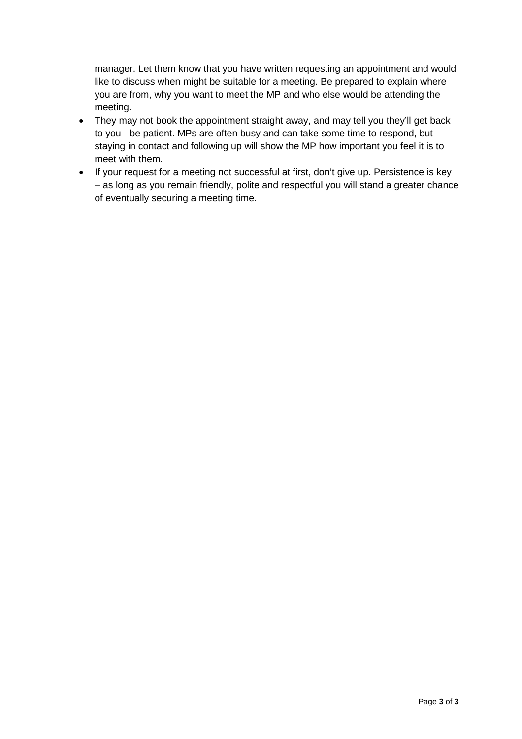manager. Let them know that you have written requesting an appointment and would like to discuss when might be suitable for a meeting. Be prepared to explain where you are from, why you want to meet the MP and who else would be attending the meeting.

- They may not book the appointment straight away, and may tell you they'll get back to you - be patient. MPs are often busy and can take some time to respond, but staying in contact and following up will show the MP how important you feel it is to meet with them.
- If your request for a meeting not successful at first, don't give up. Persistence is key – as long as you remain friendly, polite and respectful you will stand a greater chance of eventually securing a meeting time.